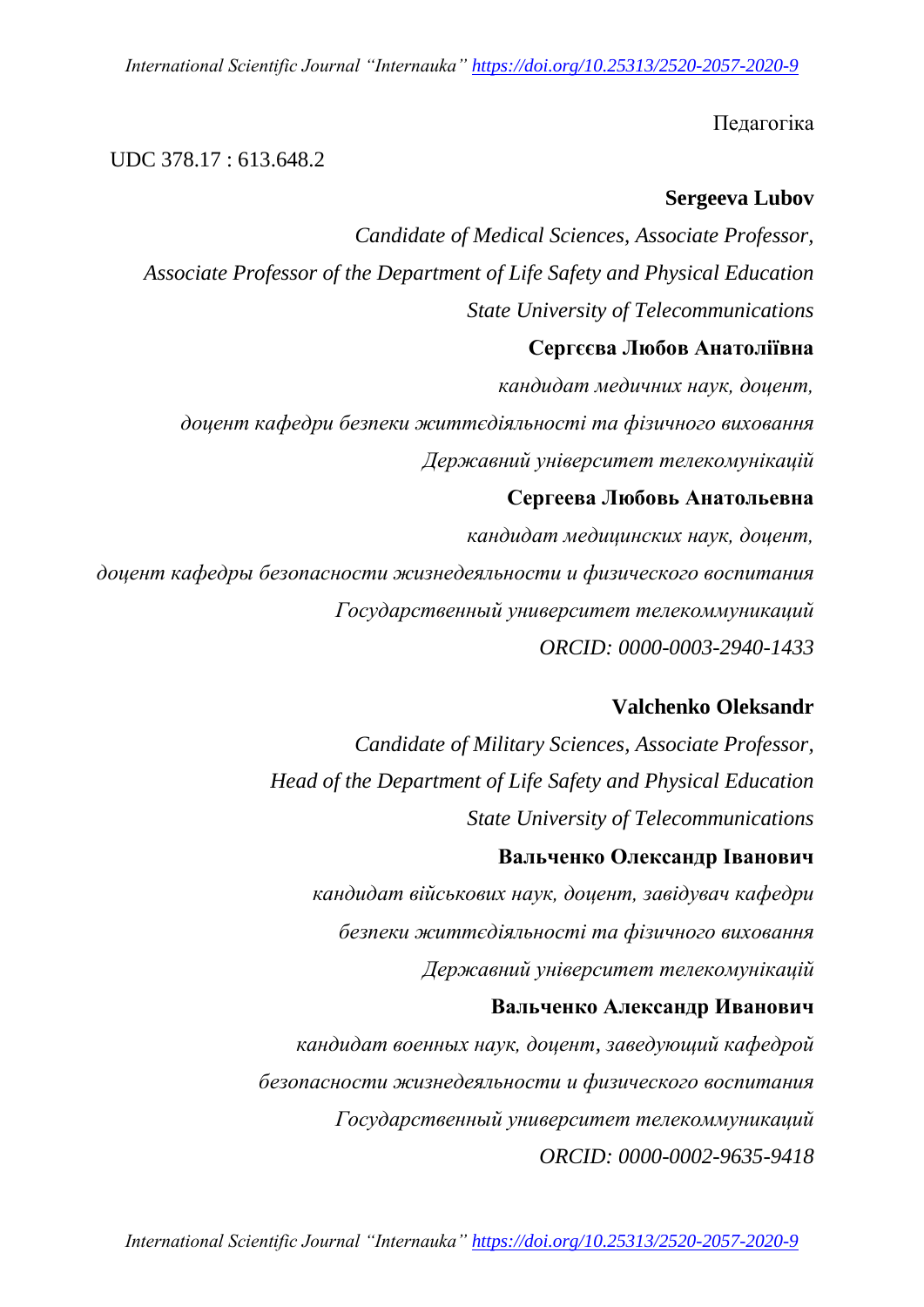Педагогіка

UDC 378.17 : 613.648.2

**Sergeeva Lubov**

*Candidate of Medical Sciences, Associate Professor,*

*Associate Professor of the Department of Life Safety and Physical Education*

*State University of Telecommunications*

**Сергєєва Любов Анатоліївна**

*кандидат медичних наук, доцент,*

*доцент кафедри безпеки життєдіяльності та фізичного виховання*

*Державний університет телекомунікацій*

**Сергеева Любовь Анатольевна**

*кандидат медицинских наук, доцент,*

*доцент кафедры безопасности жизнедеяльности и физического воспитания*

*Государственный университет телекоммуникаций*

*ORCID: 0000-0003-2940-1433*

**Valchenko Oleksandr**

*Candidate of Military Sciences, Associate Professor,*

*Head of the Department of Life Safety and Physical Education*

*State University of Telecommunications*

**Вальченко Олександр Іванович**

*кандидат військових наук, доцент, завідувач кафедри*

*безпеки життєдіяльності та фізичного виховання*

*Державний університет телекомунікацій*

**Вальченко Александр Иванович**

*кандидат военных наук, доцент, заведующий кафедрой*

*безопасности жизнедеятельности и физического воспитания*

*Государственный университет телекоммуникаций*

*ORCID: 0000-0002-9635-9418*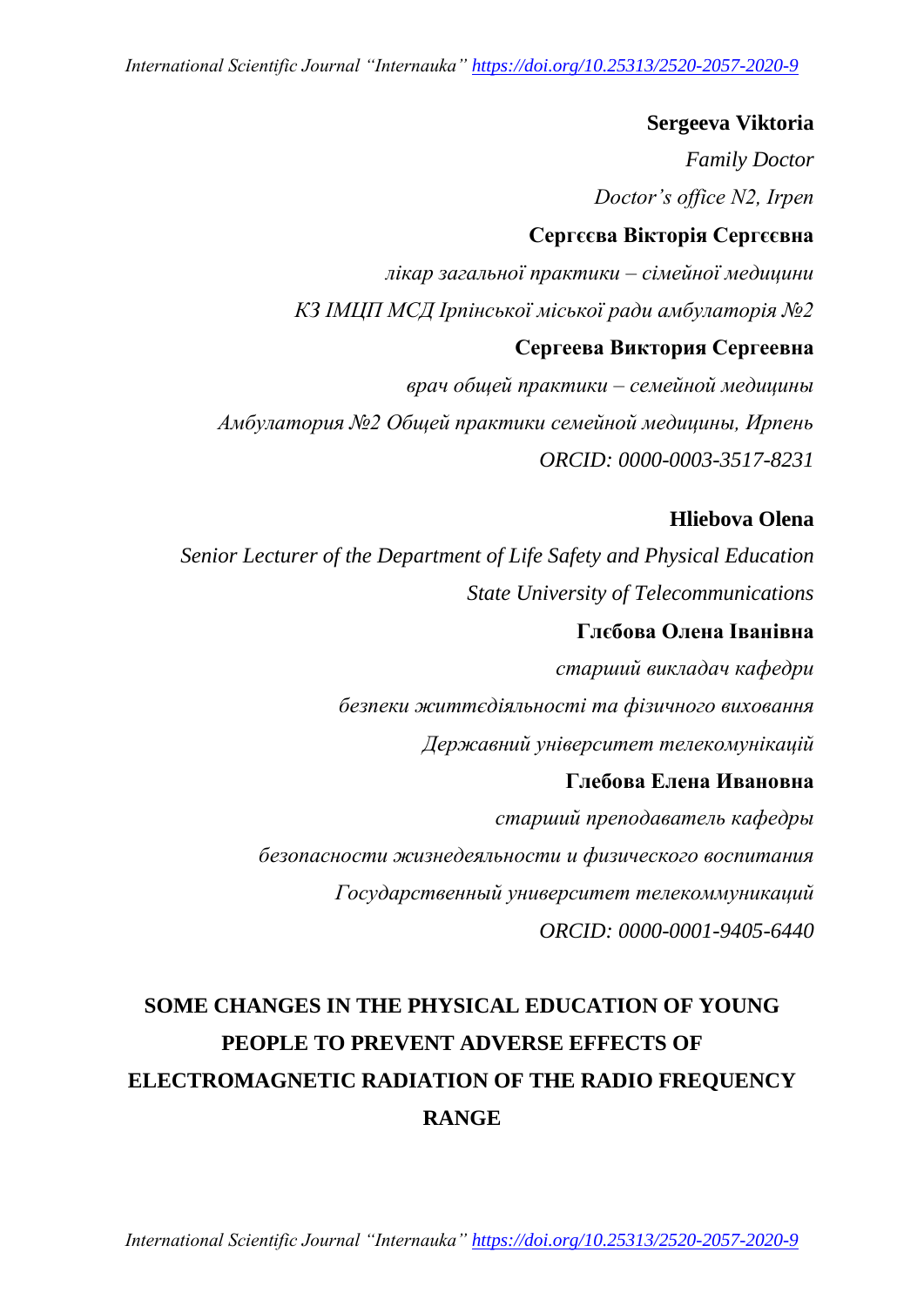**Sergeeva Viktoria**

*Family Doctor*

*Doctor's office N2, Irpen*

**Сергєєва Вікторія Сергєєвна**

*лікар загальної практики – сімейної медицини*

*КЗ ІМЦП МСД Ірпінської міської ради амбулаторія №2*

**Сергеева Виктория Сергеевна**

*врач общей практики – семейной медицины*

*Амбулатория №2 Общей практики семейной медицины, Ирпень*

*ORCID: 0000-0003-3517-8231*

**Hliebova Olena**

*Senior Lecturer of the Department of Life Safety and Physical Education*

*State University of Telecommunications*

**Глєбова Олена Іванівна**

*старший викладач кафедри*

*безпеки життєдіяльності та фізичного виховання*

*Державний університет телекомунікацій*

**Глебова Елена Ивановна**

*старший преподаватель кафедры*

*безопасности жизнедеяльности и физического воспитания*

*Государственный университет телекоммуникаций*

*ORCID: 0000-0001-9405-6440*

# SOME CHANGES IN THE PHYSICAL EDUCATION OF YOUNG PEOPLE TO PREVENT ADVERSE EFFECTS OF ELECTROMAGNETIC RADIATION OF THE RADIO FREQUENCY RANGE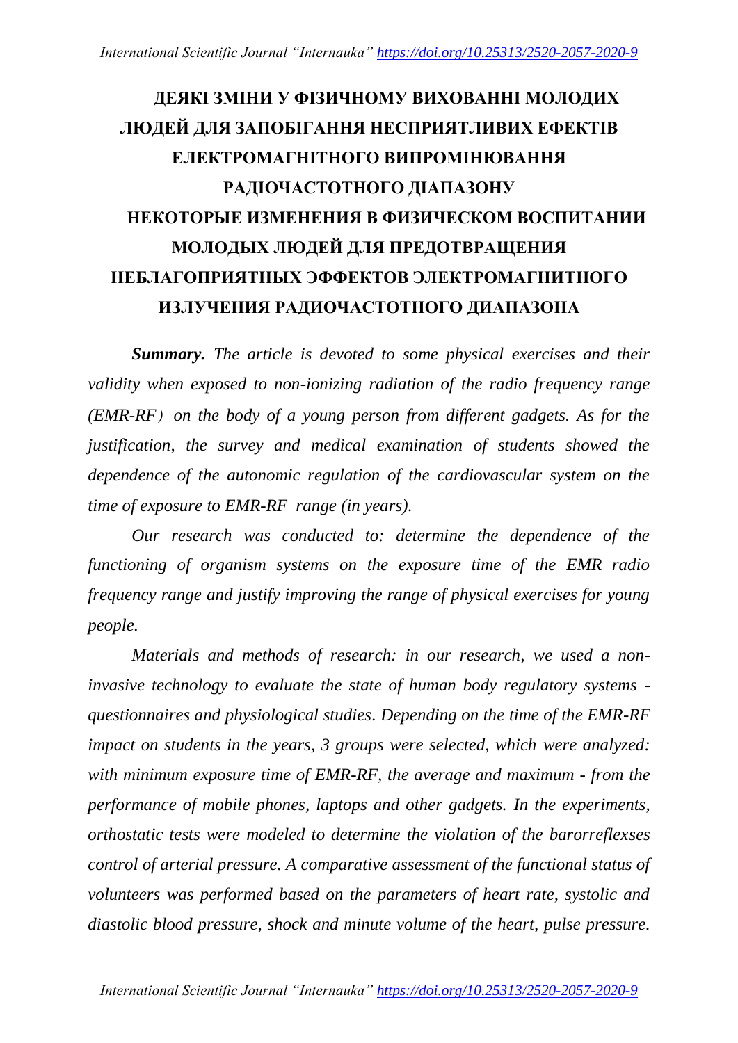# ДЕЯКІ ЗМІНИ У ФІЗИЧНОМУ ВИХОВАННІ МОЛОДИХ ЛЮДЕЙ ДЛЯ ЗАПОБІГАННЯ НЕСПРИЯТЛИВИХ ЕФЕКТІВ ЕЛЕКТРОМАГНІТНОГО ВИПРОМІНЮВАННЯ РАДІОЧАСТОТНОГО ДІАПАЗОНУ

# НЕКОТОРЫЕ ИЗМЕНЕНИЯ В ФИЗИЧЕСКОМ ВОСПИТАНИИ МОЛОДЫХ ЛЮДЕЙ ДЛЯ ПРЕДОТВРАЩЕНИЯ НЕБЛАГОПРИЯТНЫХ ЭФФЕКТОВ ЭЛЕКТРОМАГНИТНОГО ИЗЛУЧЕНИЯ РАДИОЧАСТОТНОГО ДИАПАЗОНА

***Summary.*** *The article is devoted to some physical exercises and their validity when exposed to non-ionizing radiation of the radio frequency range (EMR-RF) on the body of a young person from different gadgets. As for the justification, the survey and medical examination of students showed the dependence of the autonomic regulation of the cardiovascular system on the time of exposure to EMR-RF range (in years).*

*Our research was conducted to: determine the dependence of the functioning of organism systems on the exposure time of the EMR radio frequency range and justify improving the range of physical exercises for young people.*

*Materials and methods of research: in our research, we used a non-invasive technology to evaluate the state of human body regulatory systems - questionnaires and physiological studies. Depending on the time of the EMR-RF impact on students in the years, 3 groups were selected, which were analyzed: with minimum exposure time of EMR-RF, the average and maximum - from the performance of mobile phones, laptops and other gadgets. In the experiments, orthostatic tests were modeled to determine the violation of the barorreflexses control of arterial pressure. A comparative assessment of the functional status of volunteers was performed based on the parameters of heart rate, systolic and diastolic blood pressure, shock and minute volume of the heart, pulse pressure.*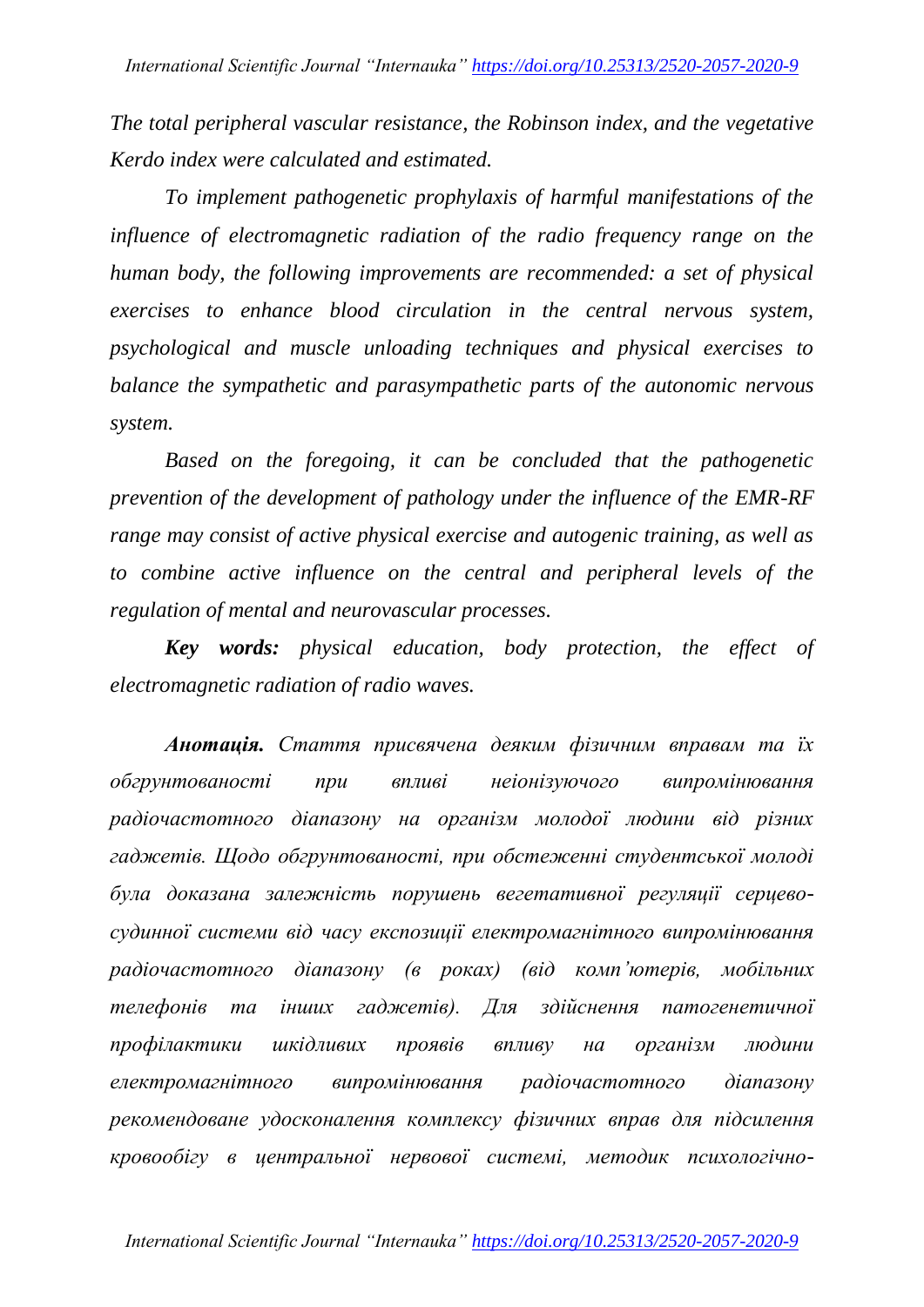*The total peripheral vascular resistance, the Robinson index, and the vegetative Kerdo index were calculated and estimated.*

*To implement pathogenetic prophylaxis of harmful manifestations of the influence of electromagnetic radiation of the radio frequency range on the human body, the following improvements are recommended: a set of physical exercises to enhance blood circulation in the central nervous system, psychological and muscle unloading techniques and physical exercises to balance the sympathetic and parasympathetic parts of the autonomic nervous system.*

*Based on the foregoing, it can be concluded that the pathogenetic prevention of the development of pathology under the influence of the EMR-RF range may consist of active physical exercise and autogenic training, as well as to combine active influence on the central and peripheral levels of the regulation of mental and neurovascular processes.*

***Key words:*** *physical education, body protection, the effect of electromagnetic radiation of radio waves.*

***Анотація.*** *Стаття присвячена деяким фізичним вправам та їх обгрунтованості при впливі неіонізуючого випромінювання радіочастотного діапазону на організм молодої людини від різних гаджетів. Щодо обгрунтованості, при обстеженні студентської молоді була доказана залежність порушень вегетативної регуляції серцево-судинної системи від часу експозиції електромагнітного випромінювання радіочастотного діапазону (в роках) (від комп'ютерів, мобільних телефонів та інших гаджетів). Для здійснення патогенетичної профілактики шкідливих проявів впливу на організм людини електромагнітного випромінювання радіочастотного діапазону рекомендоване удосконалення комплексу фізичних вправ для підсилення кровообігу в центральної нервової системі, методик психологічно-*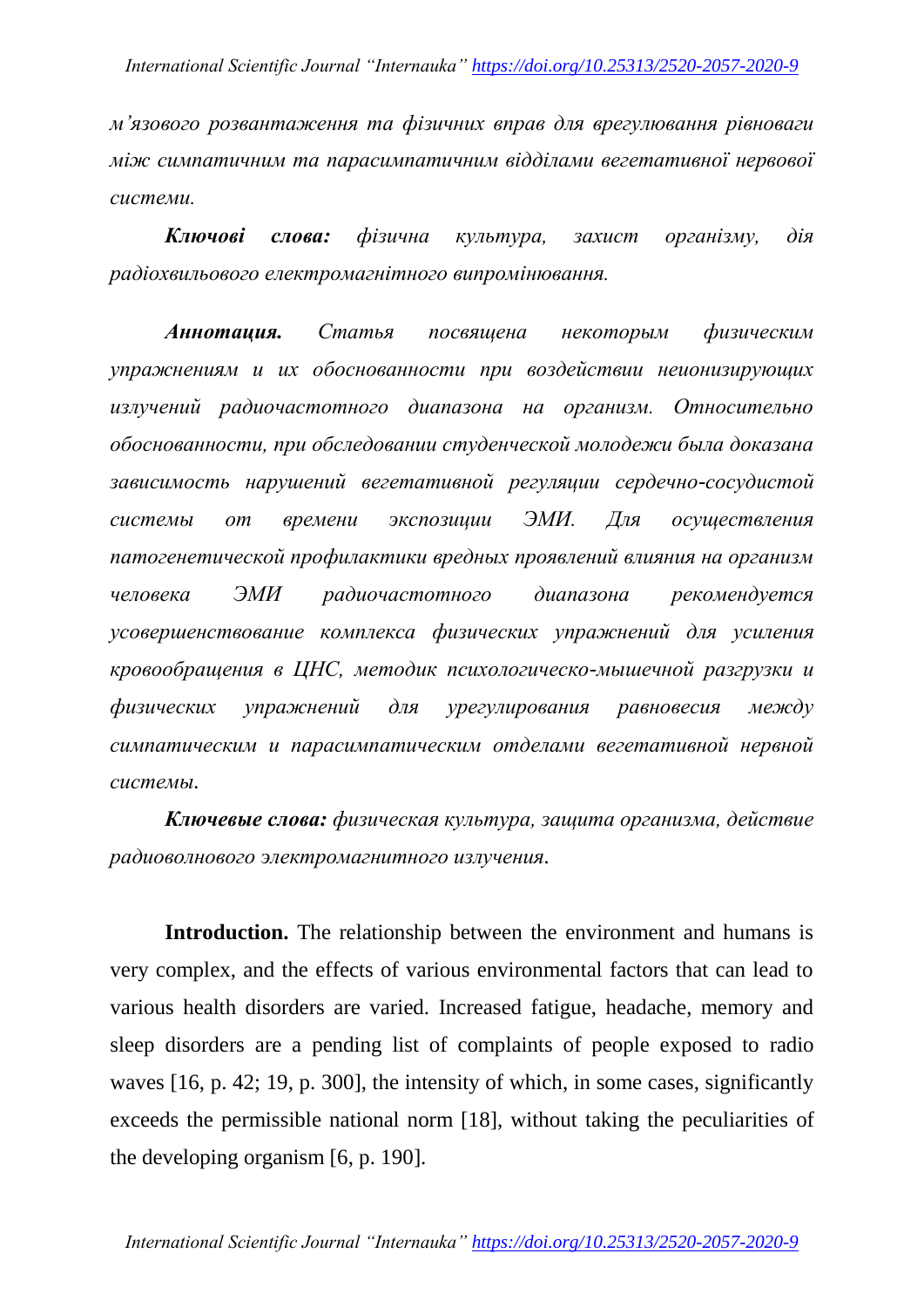*м'язового розвантаження та фізичних вправ для врегулювання рівноваги між симпатичним та парасимпатичним відділами вегетативної нервової системи.*

***Ключові слова:*** *фізична культура, захист організму, дія радіохвильового електромагнітного випромінювання.*

***Аннотация.*** *Статья посвящена некоторым физическим упражнениям и их обоснованности при воздействии неионизирующих излучений радиочастотного диапазона на организм. Относительно обоснованности, при обследовании студенческой молодежи была доказана зависимость нарушений вегетативной регуляции сердечно-сосудистой системы от времени экспозиции ЭМИ. Для осуществления патогенетической профилактики вредных проявлений влияния на организм человека ЭМИ радиочастотного диапазона рекомендуется усовершенствование комплекса физических упражнений для усиления кровообращения в ЦНС, методик психологическо-мышечной разгрузки и физических упражнений для урегулирования равновесия между симпатическим и парасимпатическим отделами вегетативной нервной системы.*

***Ключевые слова:*** *физическая культура, защита организма, действие радиоволнового электромагнитного излучения.*

**Introduction.** The relationship between the environment and humans is very complex, and the effects of various environmental factors that can lead to various health disorders are varied. Increased fatigue, headache, memory and sleep disorders are a pending list of complaints of people exposed to radio waves [16, p. 42; 19, p. 300], the intensity of which, in some cases, significantly exceeds the permissible national norm [18], without taking the peculiarities of the developing organism [6, p. 190].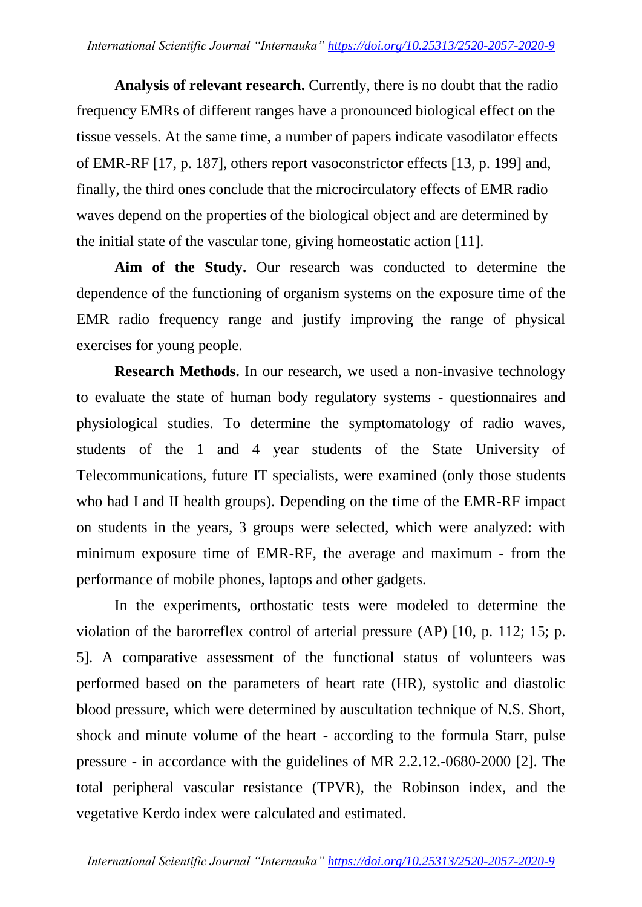**Analysis of relevant research.** Currently, there is no doubt that the radio frequency EMRs of different ranges have a pronounced biological effect on the tissue vessels. At the same time, a number of papers indicate vasodilator effects of EMR-RF [17, p. 187], others report vasoconstrictor effects [13, p. 199] and, finally, the third ones conclude that the microcirculatory effects of EMR radio waves depend on the properties of the biological object and are determined by the initial state of the vascular tone, giving homeostatic action [11].

**Aim of the Study.** Our research was conducted to determine the dependence of the functioning of organism systems on the exposure time of the EMR radio frequency range and justify improving the range of physical exercises for young people.

**Research Methods.** In our research, we used a non-invasive technology to evaluate the state of human body regulatory systems - questionnaires and physiological studies. To determine the symptomatology of radio waves, students of the 1 and 4 year students of the State University of Telecommunications, future IT specialists, were examined (only those students who had I and II health groups). Depending on the time of the EMR-RF impact on students in the years, 3 groups were selected, which were analyzed: with minimum exposure time of EMR-RF, the average and maximum - from the performance of mobile phones, laptops and other gadgets.

In the experiments, orthostatic tests were modeled to determine the violation of the barorreflex control of arterial pressure (AP) [10, p. 112; 15; p. 5]. A comparative assessment of the functional status of volunteers was performed based on the parameters of heart rate (HR), systolic and diastolic blood pressure, which were determined by auscultation technique of N.S. Short, shock and minute volume of the heart - according to the formula Starr, pulse pressure - in accordance with the guidelines of MR 2.2.12.-0680-2000 [2]. The total peripheral vascular resistance (TPVR), the Robinson index, and the vegetative Kerdo index were calculated and estimated.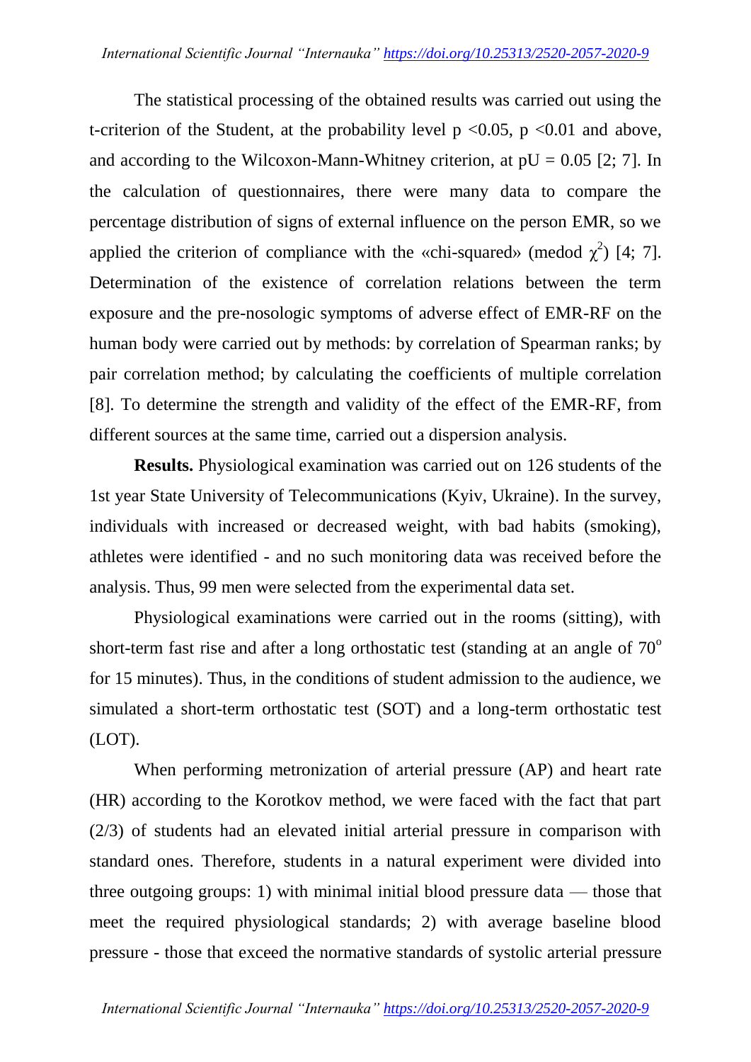The statistical processing of the obtained results was carried out using the t-criterion of the Student, at the probability level $p < 0.05$, $p < 0.01$ and above, and according to the Wilcoxon-Mann-Whitney criterion, at $pU = 0.05$ [2; 7]. In the calculation of questionnaires, there were many data to compare the percentage distribution of signs of external influence on the person EMR, so we applied the criterion of compliance with the «chi-squared» (medod $\chi^2$) [4; 7]. Determination of the existence of correlation relations between the term exposure and the pre-nosologic symptoms of adverse effect of EMR-RF on the human body were carried out by methods: by correlation of Spearman ranks; by pair correlation method; by calculating the coefficients of multiple correlation [8]. To determine the strength and validity of the effect of the EMR-RF, from different sources at the same time, carried out a dispersion analysis.

**Results.** Physiological examination was carried out on 126 students of the 1st year State University of Telecommunications (Kyiv, Ukraine). In the survey, individuals with increased or decreased weight, with bad habits (smoking), athletes were identified - and no such monitoring data was received before the analysis. Thus, 99 men were selected from the experimental data set.

Physiological examinations were carried out in the rooms (sitting), with short-term fast rise and after a long orthostatic test (standing at an angle of $70^{o}$ for 15 minutes). Thus, in the conditions of student admission to the audience, we simulated a short-term orthostatic test (SOT) and a long-term orthostatic test (LOT).

When performing metronization of arterial pressure (AP) and heart rate (HR) according to the Korotkov method, we were faced with the fact that part (2/3) of students had an elevated initial arterial pressure in comparison with standard ones. Therefore, students in a natural experiment were divided into three outgoing groups: 1) with minimal initial blood pressure data — those that meet the required physiological standards; 2) with average baseline blood pressure - those that exceed the normative standards of systolic arterial pressure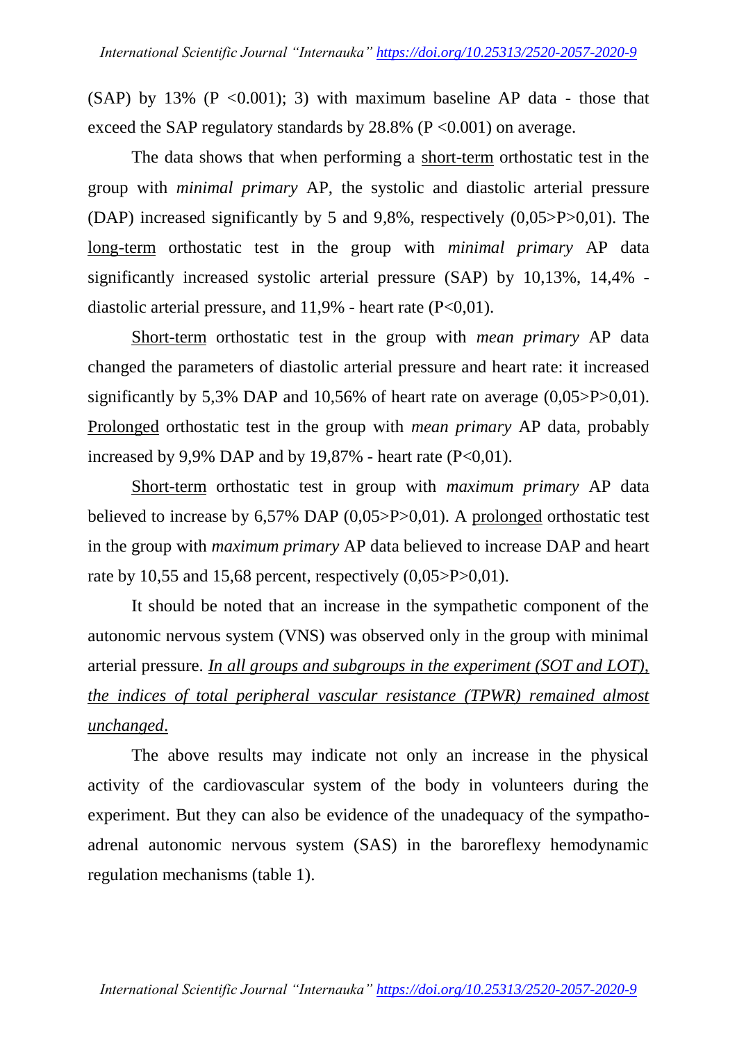(SAP) by 13% (P <0.001); 3) with maximum baseline AP data - those that exceed the SAP regulatory standards by 28.8% (P <0.001) on average.

The data shows that when performing a short-term orthostatic test in the group with *minimal primary* AP, the systolic and diastolic arterial pressure (DAP) increased significantly by 5 and 9,8%, respectively (0,05>P>0,01). The long-term orthostatic test in the group with *minimal primary* AP data significantly increased systolic arterial pressure (SAP) by 10,13%, 14,4% - diastolic arterial pressure, and 11,9% - heart rate (P<0,01).

Short-term orthostatic test in the group with *mean primary* AP data changed the parameters of diastolic arterial pressure and heart rate: it increased significantly by 5,3% DAP and 10,56% of heart rate on average (0,05>P>0,01). Prolonged orthostatic test in the group with *mean primary* AP data, probably increased by 9,9% DAP and by 19,87% - heart rate (P<0,01).

Short-term orthostatic test in group with *maximum primary* AP data believed to increase by 6,57% DAP (0,05>P>0,01). A prolonged orthostatic test in the group with *maximum primary* AP data believed to increase DAP and heart rate by 10,55 and 15,68 percent, respectively (0,05>P>0,01).

It should be noted that an increase in the sympathetic component of the autonomic nervous system (VNS) was observed only in the group with minimal arterial pressure. *In all groups and subgroups in the experiment (SOT and LOT), the indices of total peripheral vascular resistance (TPWR) remained almost unchanged.*

The above results may indicate not only an increase in the physical activity of the cardiovascular system of the body in volunteers during the experiment. But they can also be evidence of the unadequacy of the sympatho-adrenal autonomic nervous system (SAS) in the baroreflexy hemodynamic regulation mechanisms (table 1).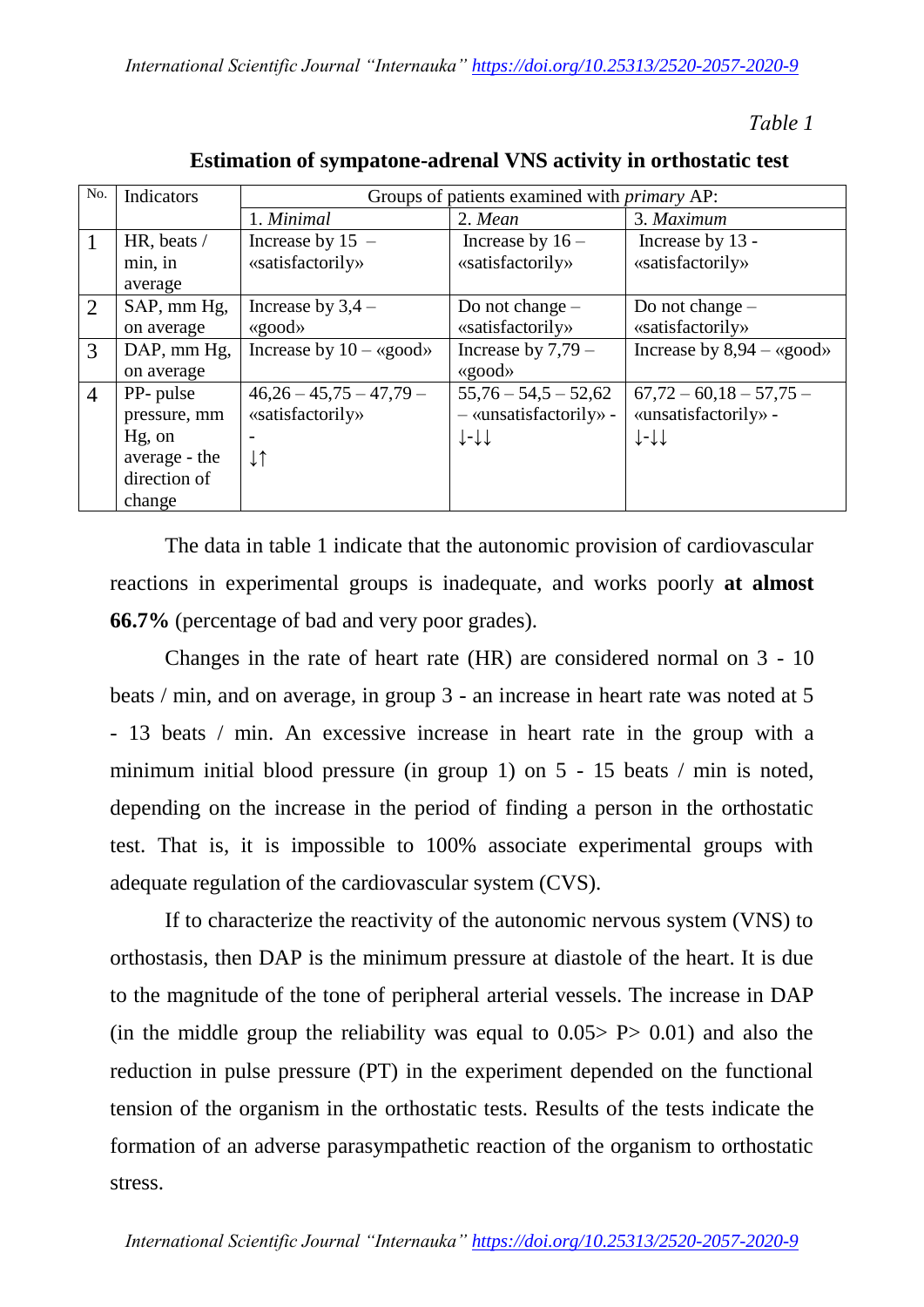*Table 1*

**Estimation of sympatone-adrenal VNS activity in orthostatic test**

| No. | Indicators | Groups of patients examined with *primary* AP: | | |
|---|---|---|---|---|
| | | 1. *Minimal* | 2. *Mean* | 3. *Maximum* |
| 1 | HR, beats / min, in average | Increase by 15 – «satisfactorily» | Increase by 16 – «satisfactorily» | Increase by 13 - «satisfactorily» |
| 2 | SAP, mm Hg, on average | Increase by 3,4 – «good» | Do not change – «satisfactorily» | Do not change – «satisfactorily» |
| 3 | DAP, mm Hg, on average | Increase by 10 – «good» | Increase by 7,79 – «good» | Increase by 8,94 – «good» |
| 4 | PP- pulse pressure, mm Hg, on average - the direction of change | 46,26 – 45,75 – 47,79 – «satisfactorily» - ↓↑ | 55,76 – 54,5 – 52,62 – «unsatisfactorily» - ↓-↓↓ | 67,72 – 60,18 – 57,75 – «unsatisfactorily» - ↓-↓↓ |

The data in table 1 indicate that the autonomic provision of cardiovascular reactions in experimental groups is inadequate, and works poorly **at almost 66.7%** (percentage of bad and very poor grades).

Changes in the rate of heart rate (HR) are considered normal on 3 - 10 beats / min, and on average, in group 3 - an increase in heart rate was noted at 5 - 13 beats / min. An excessive increase in heart rate in the group with a minimum initial blood pressure (in group 1) on 5 - 15 beats / min is noted, depending on the increase in the period of finding a person in the orthostatic test. That is, it is impossible to 100% associate experimental groups with adequate regulation of the cardiovascular system (CVS).

If to characterize the reactivity of the autonomic nervous system (VNS) to orthostasis, then DAP is the minimum pressure at diastole of the heart. It is due to the magnitude of the tone of peripheral arterial vessels. The increase in DAP (in the middle group the reliability was equal to $0.05 > P > 0.01$) and also the reduction in pulse pressure (PT) in the experiment depended on the functional tension of the organism in the orthostatic tests. Results of the tests indicate the formation of an adverse parasympathetic reaction of the organism to orthostatic stress.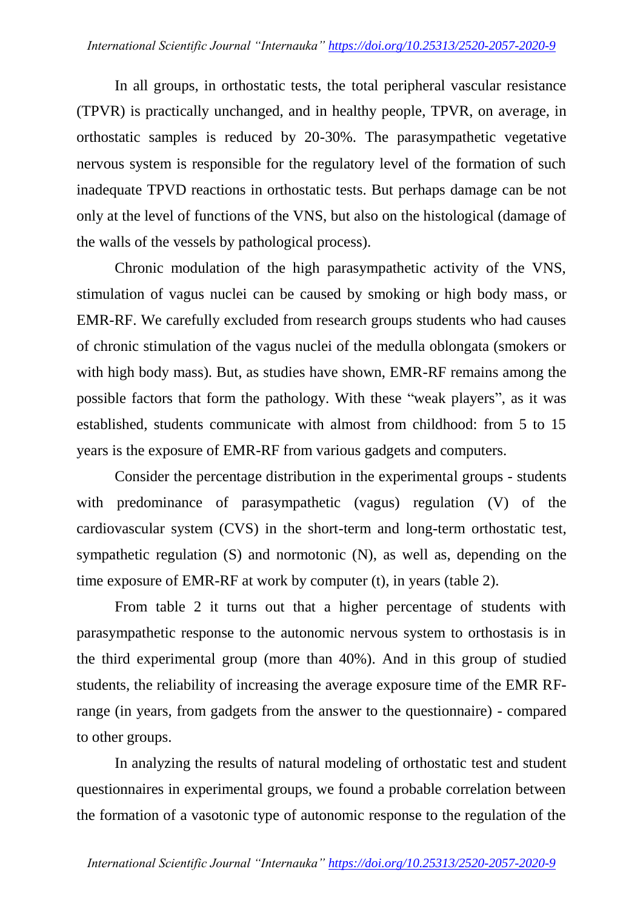In all groups, in orthostatic tests, the total peripheral vascular resistance (TPVR) is practically unchanged, and in healthy people, TPVR, on average, in orthostatic samples is reduced by 20-30%. The parasympathetic vegetative nervous system is responsible for the regulatory level of the formation of such inadequate TPVD reactions in orthostatic tests. But perhaps damage can be not only at the level of functions of the VNS, but also on the histological (damage of the walls of the vessels by pathological process).

Chronic modulation of the high parasympathetic activity of the VNS, stimulation of vagus nuclei can be caused by smoking or high body mass, or EMR-RF. We carefully excluded from research groups students who had causes of chronic stimulation of the vagus nuclei of the medulla oblongata (smokers or with high body mass). But, as studies have shown, EMR-RF remains among the possible factors that form the pathology. With these "weak players", as it was established, students communicate with almost from childhood: from 5 to 15 years is the exposure of EMR-RF from various gadgets and computers.

Consider the percentage distribution in the experimental groups - students with predominance of parasympathetic (vagus) regulation (V) of the cardiovascular system (CVS) in the short-term and long-term orthostatic test, sympathetic regulation (S) and normotonic (N), as well as, depending on the time exposure of EMR-RF at work by computer (t), in years (table 2).

From table 2 it turns out that a higher percentage of students with parasympathetic response to the autonomic nervous system to orthostasis is in the third experimental group (more than 40%). And in this group of studied students, the reliability of increasing the average exposure time of the EMR RF-range (in years, from gadgets from the answer to the questionnaire) - compared to other groups.

In analyzing the results of natural modeling of orthostatic test and student questionnaires in experimental groups, we found a probable correlation between the formation of a vasotonic type of autonomic response to the regulation of the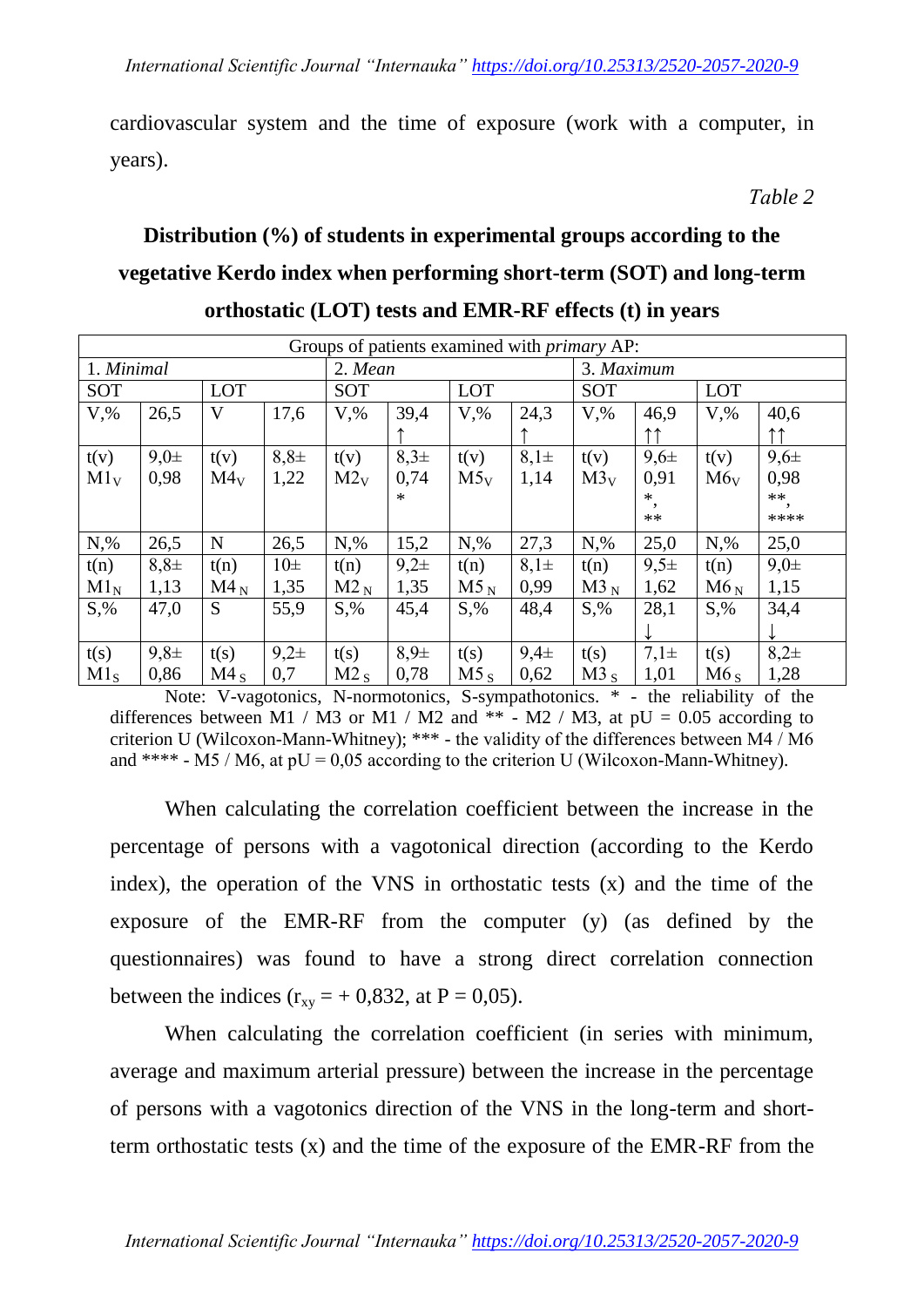cardiovascular system and the time of exposure (work with a computer, in years).

*Table 2*

**Distribution (%) of students in experimental groups according to the vegetative Kerdo index when performing short-term (SOT) and long-term orthostatic (LOT) tests and EMR-RF effects (t) in years**

| Groups of patients examined with *primary* AP: | | | | | | | | | | | |
|---|---|---|---|---|---|---|---|---|---|---|---|
| 1. *Minimal* | | | | 2. *Mean* | | | | 3. *Maximum* | | | |
| SOT | | LOT | | SOT | | LOT | | SOT | | LOT | |
| V,% | 26,5 | V | 17,6 | V,% | 39,4 ↑ | V,% | 24,3 ↑ | V,% | 46,9 ↑↑ | V,% | 40,6 ↑↑ |
| t(v) $M1_V$ | 9,0± 0,98 | t(v) $M4_V$ | 8,8± 1,22 | t(v) $M2_V$ | 8,3± 0,74 * | t(v) $M5_V$ | 8,1± 1,14 | t(v) $M3_V$ | 9,6± 0,91 *, ** | t(v) $M6_V$ | 9,6± 0,98 **, **** |
| N,% | 26,5 | N | 26,5 | N,% | 15,2 | N,% | 27,3 | N,% | 25,0 | N,% | 25,0 |
| t(n) $M1_N$ | 8,8± 1,13 | t(n) $M4_N$ | 10± 1,35 | t(n) $M2_N$ | 9,2± 1,35 | t(n) $M5_N$ | 8,1± 0,99 | t(n) $M3_N$ | 9,5± 1,62 | t(n) $M6_N$ | 9,0± 1,15 |
| S,% | 47,0 | S | 55,9 | S,% | 45,4 | S,% | 48,4 | S,% | 28,1 ↓ | S,% | 34,4 ↓ |
| t(s) $M1_S$ | 9,8± 0,86 | t(s) $M4_S$ | 9,2± 0,7 | t(s) $M2_S$ | 8,9± 0,78 | t(s) $M5_S$ | 9,4± 0,62 | t(s) $M3_S$ | 7,1± 1,01 | t(s) $M6_S$ | 8,2± 1,28 |

Note: V-vagotonics, N-normotonics, S-sympathotonics. * - the reliability of the differences between M1 / M3 or M1 / M2 and ** - M2 / M3, at pU = 0.05 according to criterion U (Wilcoxon-Mann-Whitney); *** - the validity of the differences between M4 / M6 and **** - M5 / M6, at pU = 0,05 according to the criterion U (Wilcoxon-Mann-Whitney).

When calculating the correlation coefficient between the increase in the percentage of persons with a vagotonical direction (according to the Kerdo index), the operation of the VNS in orthostatic tests (x) and the time of the exposure of the EMR-RF from the computer (y) (as defined by the questionnaires) was found to have a strong direct correlation connection between the indices ($r_{xy} = + 0,832$, at P = 0,05).

When calculating the correlation coefficient (in series with minimum, average and maximum arterial pressure) between the increase in the percentage of persons with a vagotonics direction of the VNS in the long-term and short-term orthostatic tests (x) and the time of the exposure of the EMR-RF from the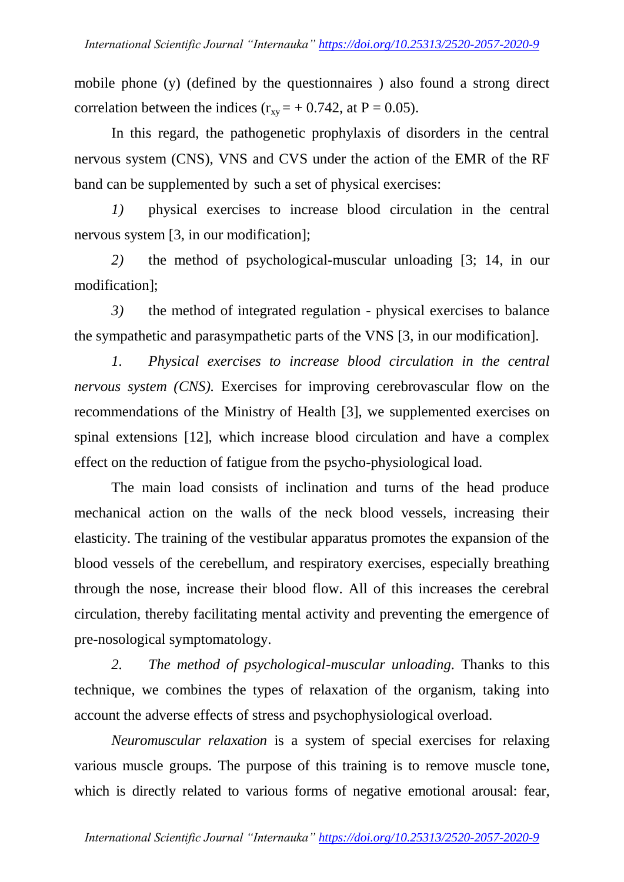mobile phone (y) (defined by the questionnaires ) also found a strong direct correlation between the indices ($r_{xy} = + 0.742$, at $P = 0.05$).

In this regard, the pathogenetic prophylaxis of disorders in the central nervous system (CNS), VNS and CVS under the action of the EMR of the RF band can be supplemented by such a set of physical exercises:

*1)* physical exercises to increase blood circulation in the central nervous system [3, in our modification];

*2)* the method of psychological-muscular unloading [3; 14, in our modification];

*3)* the method of integrated regulation - physical exercises to balance the sympathetic and parasympathetic parts of the VNS [3, in our modification].

*1. Physical exercises to increase blood circulation in the central nervous system (CNS).* Exercises for improving cerebrovascular flow on the recommendations of the Ministry of Health [3], we supplemented exercises on spinal extensions [12], which increase blood circulation and have a complex effect on the reduction of fatigue from the psycho-physiological load.

The main load consists of inclination and turns of the head produce mechanical action on the walls of the neck blood vessels, increasing their elasticity. The training of the vestibular apparatus promotes the expansion of the blood vessels of the cerebellum, and respiratory exercises, especially breathing through the nose, increase their blood flow. All of this increases the cerebral circulation, thereby facilitating mental activity and preventing the emergence of pre-nosological symptomatology.

*2. The method of psychological-muscular unloading.* Thanks to this technique, we combines the types of relaxation of the organism, taking into account the adverse effects of stress and psychophysiological overload.

*Neuromuscular relaxation* is a system of special exercises for relaxing various muscle groups. The purpose of this training is to remove muscle tone, which is directly related to various forms of negative emotional arousal: fear,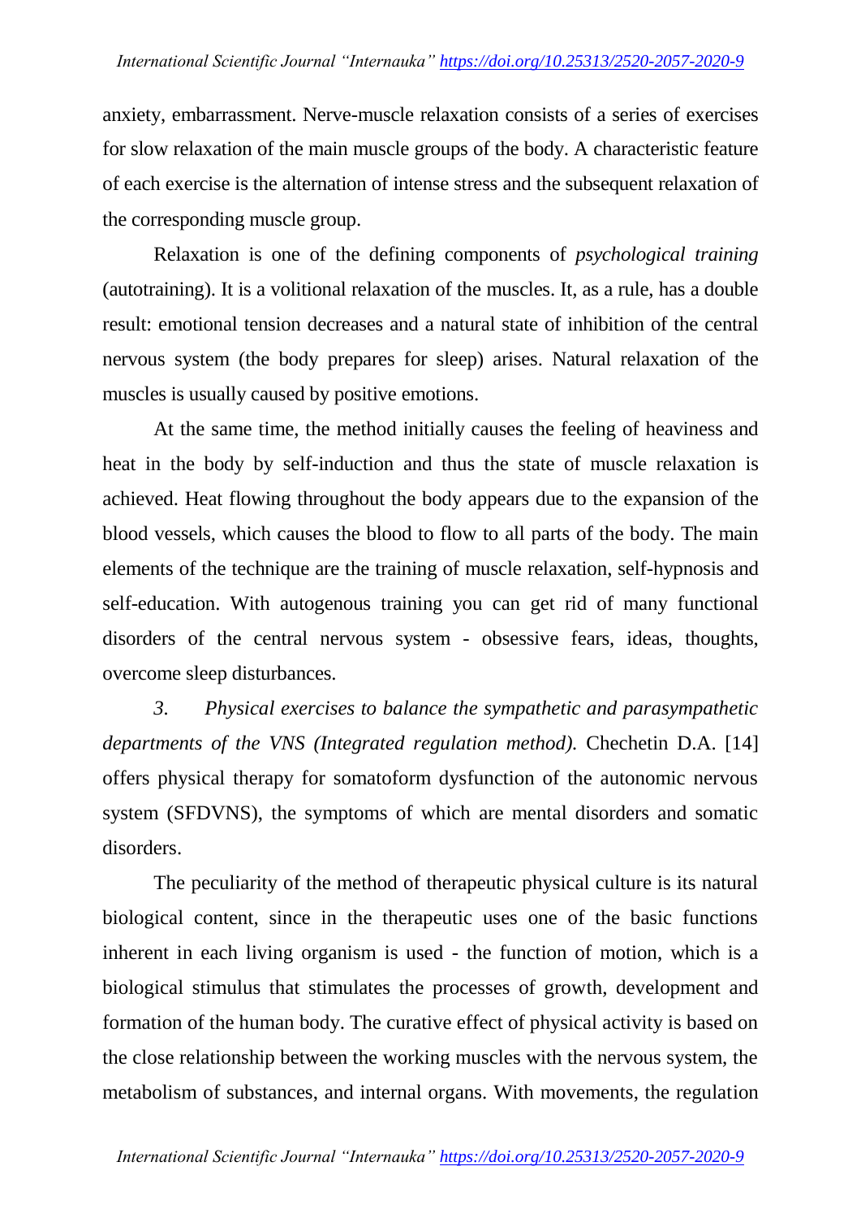anxiety, embarrassment. Nerve-muscle relaxation consists of a series of exercises for slow relaxation of the main muscle groups of the body. A characteristic feature of each exercise is the alternation of intense stress and the subsequent relaxation of the corresponding muscle group.

Relaxation is one of the defining components of *psychological training* (autotraining). It is a volitional relaxation of the muscles. It, as a rule, has a double result: emotional tension decreases and a natural state of inhibition of the central nervous system (the body prepares for sleep) arises. Natural relaxation of the muscles is usually caused by positive emotions.

At the same time, the method initially causes the feeling of heaviness and heat in the body by self-induction and thus the state of muscle relaxation is achieved. Heat flowing throughout the body appears due to the expansion of the blood vessels, which causes the blood to flow to all parts of the body. The main elements of the technique are the training of muscle relaxation, self-hypnosis and self-education. With autogenous training you can get rid of many functional disorders of the central nervous system - obsessive fears, ideas, thoughts, overcome sleep disturbances.

*3. Physical exercises to balance the sympathetic and parasympathetic departments of the VNS (Integrated regulation method).* Chechetin D.A. [14] offers physical therapy for somatoform dysfunction of the autonomic nervous system (SFDVNS), the symptoms of which are mental disorders and somatic disorders.

The peculiarity of the method of therapeutic physical culture is its natural biological content, since in the therapeutic uses one of the basic functions inherent in each living organism is used - the function of motion, which is a biological stimulus that stimulates the processes of growth, development and formation of the human body. The curative effect of physical activity is based on the close relationship between the working muscles with the nervous system, the metabolism of substances, and internal organs. With movements, the regulation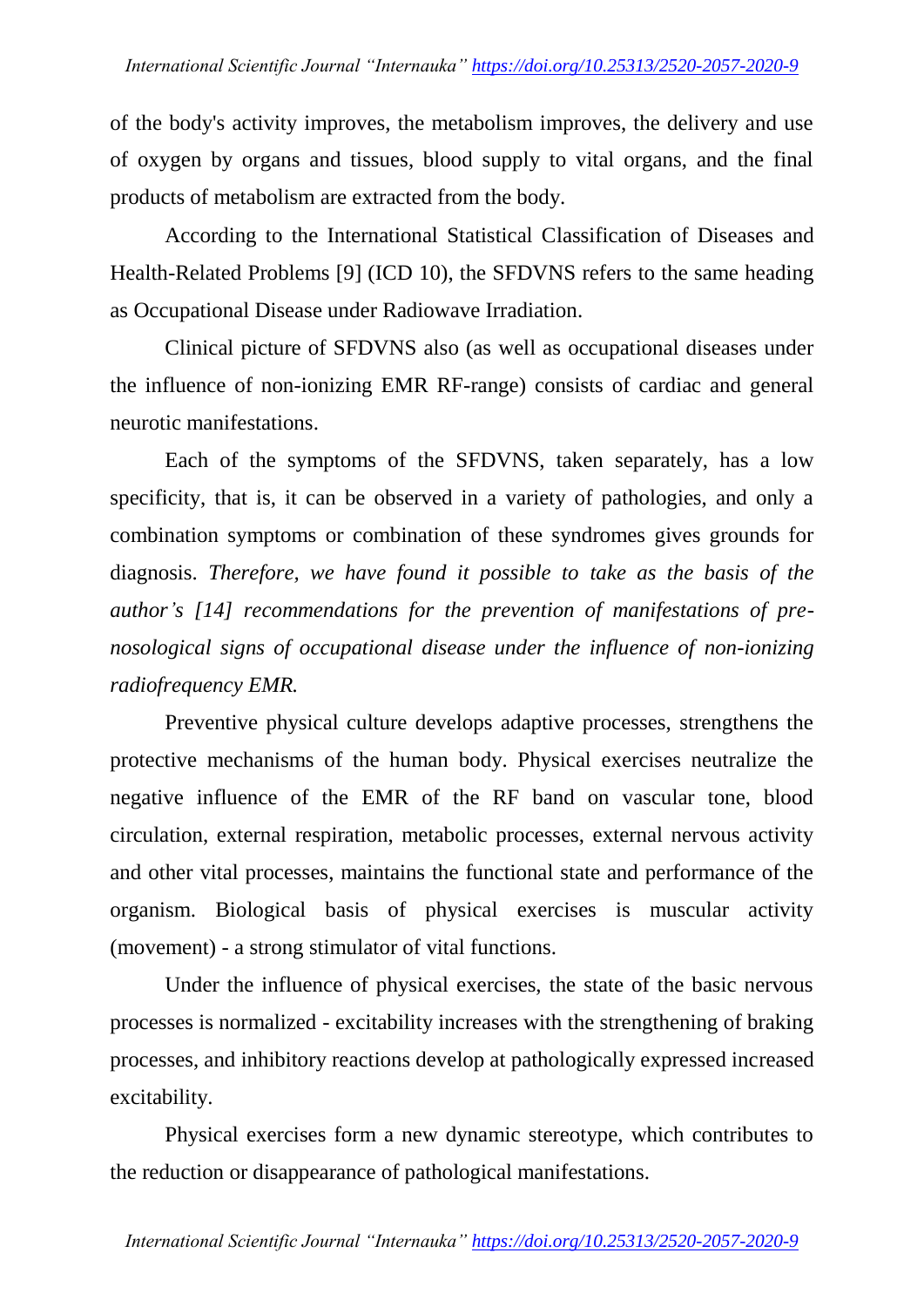of the body's activity improves, the metabolism improves, the delivery and use of oxygen by organs and tissues, blood supply to vital organs, and the final products of metabolism are extracted from the body.

According to the International Statistical Classification of Diseases and Health-Related Problems [9] (ICD 10), the SFDVNS refers to the same heading as Occupational Disease under Radiowave Irradiation.

Clinical picture of SFDVNS also (as well as occupational diseases under the influence of non-ionizing EMR RF-range) consists of cardiac and general neurotic manifestations.

Each of the symptoms of the SFDVNS, taken separately, has a low specificity, that is, it can be observed in a variety of pathologies, and only a combination symptoms or combination of these syndromes gives grounds for diagnosis. *Therefore, we have found it possible to take as the basis of the author's [14] recommendations for the prevention of manifestations of pre-nosological signs of occupational disease under the influence of non-ionizing radiofrequency EMR.*

Preventive physical culture develops adaptive processes, strengthens the protective mechanisms of the human body. Physical exercises neutralize the negative influence of the EMR of the RF band on vascular tone, blood circulation, external respiration, metabolic processes, external nervous activity and other vital processes, maintains the functional state and performance of the organism. Biological basis of physical exercises is muscular activity (movement) - a strong stimulator of vital functions.

Under the influence of physical exercises, the state of the basic nervous processes is normalized - excitability increases with the strengthening of braking processes, and inhibitory reactions develop at pathologically expressed increased excitability.

Physical exercises form a new dynamic stereotype, which contributes to the reduction or disappearance of pathological manifestations.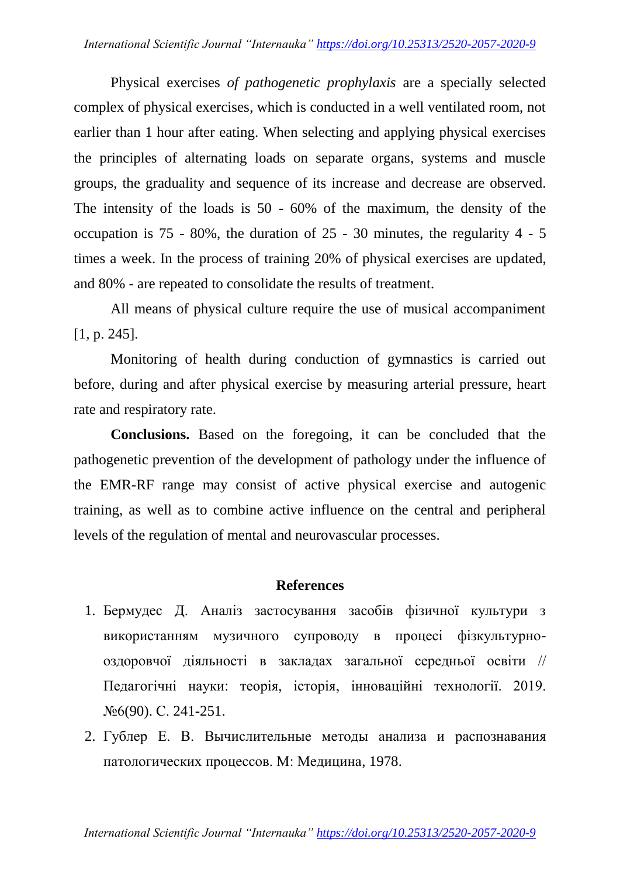Physical exercises *of pathogenetic prophylaxis* are a specially selected complex of physical exercises, which is conducted in a well ventilated room, not earlier than 1 hour after eating. When selecting and applying physical exercises the principles of alternating loads on separate organs, systems and muscle groups, the graduality and sequence of its increase and decrease are observed. The intensity of the loads is 50 - 60% of the maximum, the density of the occupation is 75 - 80%, the duration of 25 - 30 minutes, the regularity 4 - 5 times a week. In the process of training 20% of physical exercises are updated, and 80% - are repeated to consolidate the results of treatment.

All means of physical culture require the use of musical accompaniment [1, p. 245].

Monitoring of health during conduction of gymnastics is carried out before, during and after physical exercise by measuring arterial pressure, heart rate and respiratory rate.

**Conclusions.** Based on the foregoing, it can be concluded that the pathogenetic prevention of the development of pathology under the influence of the EMR-RF range may consist of active physical exercise and autogenic training, as well as to combine active influence on the central and peripheral levels of the regulation of mental and neurovascular processes.

## References

1. Бермудес Д. Аналіз застосування засобів фізичної культури з використанням музичного супроводу в процесі фізкультурно-оздоровчої діяльності в закладах загальної середньої освіти // Педагогічні науки: теорія, історія, інноваційні технології. 2019. №6(90). С. 241-251.
2. Гублер Е. В. Вычислительные методы анализа и распознавания патологических процессов. М: Медицина, 1978.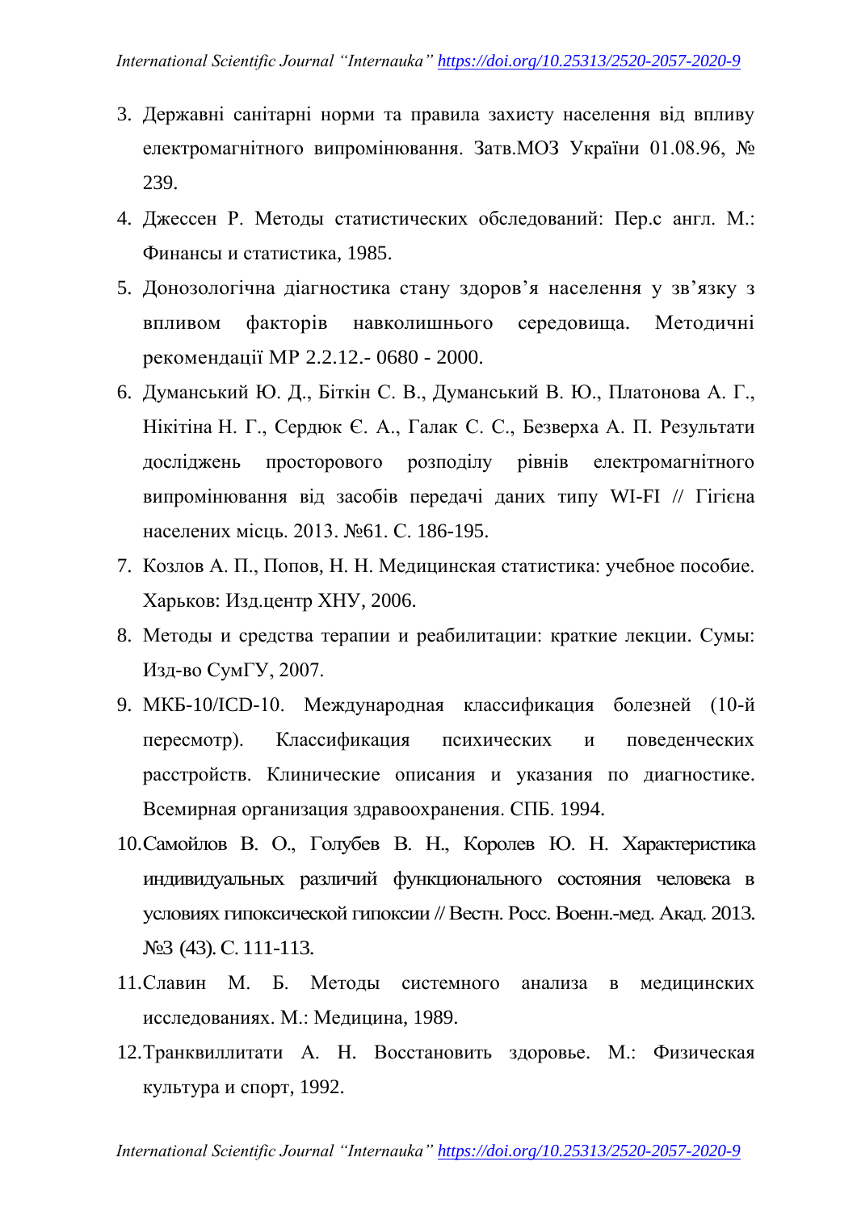3. Державні санітарні норми та правила захисту населення від впливу електромагнітного випромінювання. Затв.МОЗ України 01.08.96, № 239.
4. Джессен Р. Методы статистических обследований: Пер.с англ. М.: Финансы и статистика, 1985.
5. Донозологічна діагностика стану здоров'я населення у зв'язку з впливом факторів навколишнього середовища. Методичні рекомендації МР 2.2.12.- 0680 - 2000.
6. Думанський Ю. Д., Біткін С. В., Думанський В. Ю., Платонова А. Г., Нікітіна Н. Г., Сердюк Є. А., Галак С. С., Безверха А. П. Результати досліджень просторового розподілу рівнів електромагнітного випромінювання від засобів передачі даних типу WI-FI // Гігієна населених місць. 2013. №61. С. 186-195.
7. Козлов А. П., Попов, Н. Н. Медицинская статистика: учебное пособие. Харьков: Изд.центр ХНУ, 2006.
8. Методы и средства терапии и реабилитации: краткие лекции. Сумы: Изд-во СумГУ, 2007.
9. МКБ-10/ICD-10. Международная классификация болезней (10-й пересмотр). Классификация психических и поведенческих расстройств. Клинические описания и указания по диагностике. Всемирная организация здравоохранения. СПБ. 1994.
10. Самойлов В. О., Голубев В. Н., Королев Ю. Н. Характеристика индивидуальных различий функционального состояния человека в условиях гипоксической гипоксии // Вестн. Росс. Военн.-мед. Акад. 2013. №3 (43). С. 111-113.
11. Славин М. Б. Методы системного анализа в медицинских исследованиях. М.: Медицина, 1989.
12. Транквиллитати А. Н. Восстановить здоровье. М.: Физическая культура и спорт, 1992.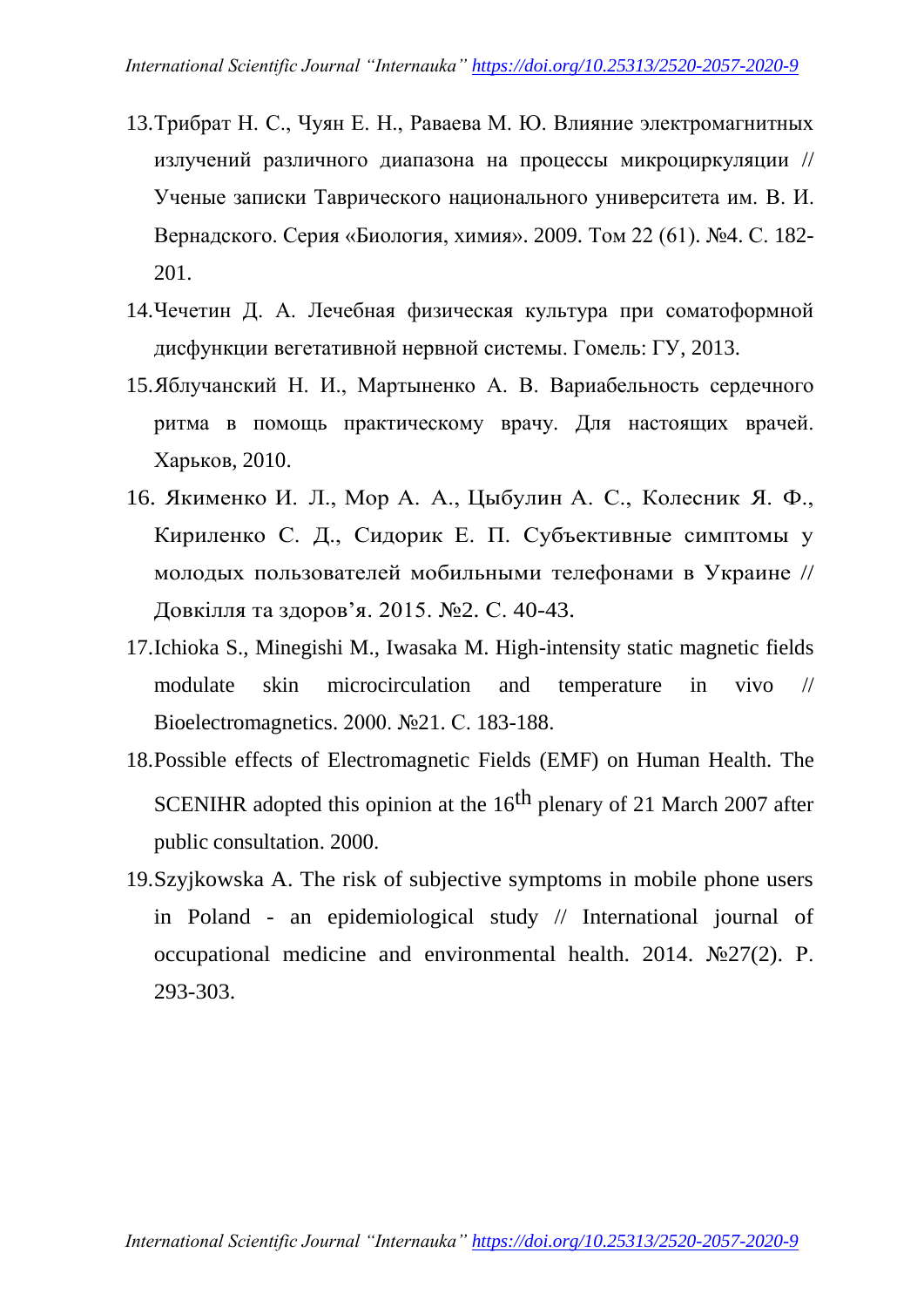13. Трибрат Н. С., Чуян Е. Н., Раваева М. Ю. Влияние электромагнитных излучений различного диапазона на процессы микроциркуляции // Ученые записки Таврического национального университета им. В. И. Вернадского. Серия «Биология, химия». 2009. Том 22 (61). №4. С. 182-201.
14. Чечетин Д. А. Лечебная физическая культура при соматоформной дисфункции вегетативной нервной системы. Гомель: ГУ, 2013.
15. Яблучанский Н. И., Мартыненко А. В. Вариабельность сердечного ритма в помощь практическому врачу. Для настоящих врачей. Харьков, 2010.
16. Якименко И. Л., Мор А. А., Цыбулин А. С., Колесник Я. Ф., Кириленко С. Д., Сидорик Е. П. Субъективные симптомы у молодых пользователей мобильными телефонами в Украине // Довкілля та здоров'я. 2015. №2. С. 40-43.
17. Ichioka S., Minegishi M., Iwasaka M. High-intensity static magnetic fields modulate skin microcirculation and temperature in vivo // Bioelectromagnetics. 2000. №21. С. 183-188.
18. Possible effects of Electromagnetic Fields (EMF) on Human Health. The SCENIHR adopted this opinion at the 16th plenary of 21 March 2007 after public consultation. 2000.
19. Szyjkowska A. The risk of subjective symptoms in mobile phone users in Poland - an epidemiological study // International journal of occupational medicine and environmental health. 2014. №27(2). P. 293-303.